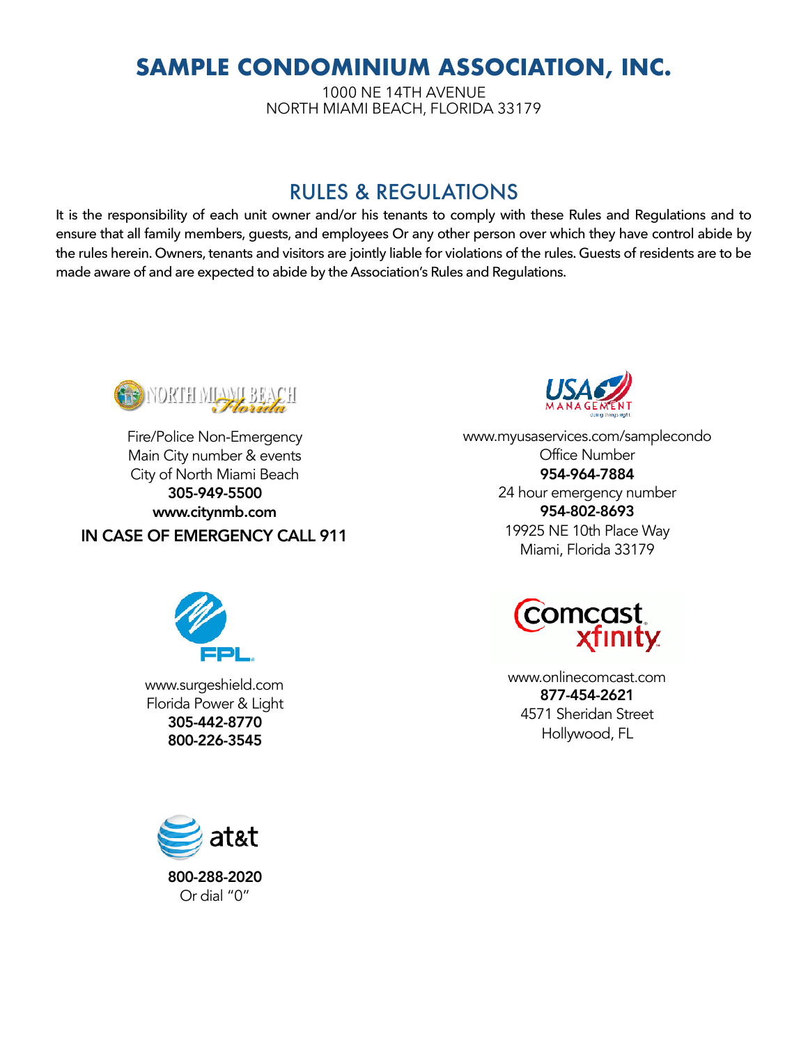# SAMPLE CONDOMINIUM ASSOCIATION, INC.

1000 NE 14TH AVENUE
NORTH MIAMI BEACH, FLORIDA 33179

## RULES & REGULATIONS

It is the responsibility of each unit owner and/or his tenants to comply with these Rules and Regulations and to ensure that all family members, guests, and employees Or any other person over which they have control abide by the rules herein. Owners, tenants and visitors are jointly liable for violations of the rules. Guests of residents are to be made aware of and are expected to abide by the Association's Rules and Regulations.

Fire/Police Non-Emergency
Main City number & events
City of North Miami Beach
**305-949-5500**
**www.citynmb.com**

**IN CASE OF EMERGENCY CALL 911**

www.myusaservices.com/samplecondo
Office Number
**954-964-7884**
24 hour emergency number
**954-802-8693**
19925 NE 10th Place Way
Miami, Florida 33179

www.surgeshield.com
Florida Power & Light
**305-442-8770**
**800-226-3545**

www.onlinecomcast.com
**877-454-2621**
4571 Sheridan Street
Hollywood, FL

**800-288-2020**
Or dial "0"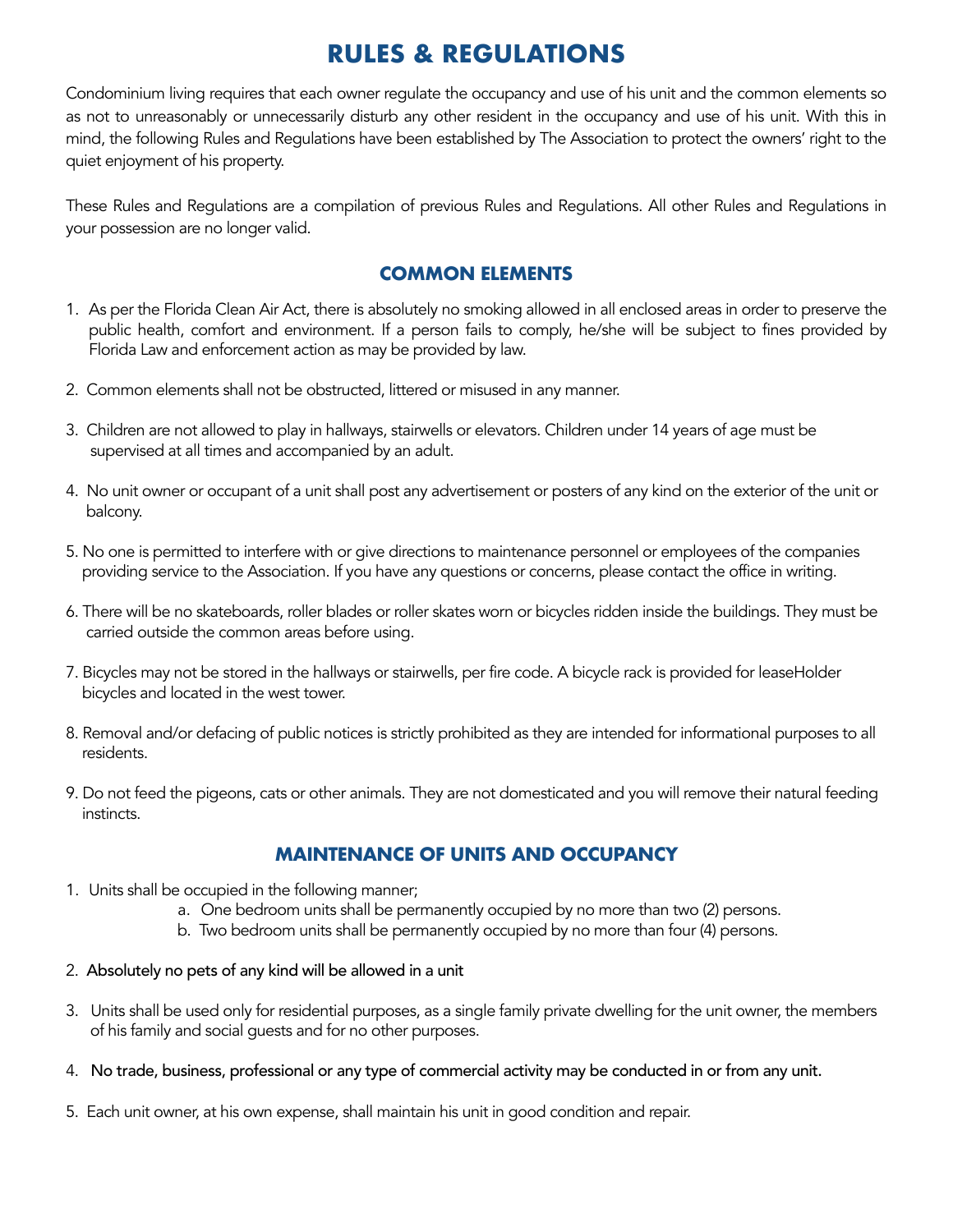# RULES & REGULATIONS

Condominium living requires that each owner regulate the occupancy and use of his unit and the common elements so as not to unreasonably or unnecessarily disturb any other resident in the occupancy and use of his unit. With this in mind, the following Rules and Regulations have been established by The Association to protect the owners' right to the quiet enjoyment of his property.

These Rules and Regulations are a compilation of previous Rules and Regulations. All other Rules and Regulations in your possession are no longer valid.

## COMMON ELEMENTS

1. As per the Florida Clean Air Act, there is absolutely no smoking allowed in all enclosed areas in order to preserve the public health, comfort and environment. If a person fails to comply, he/she will be subject to fines provided by Florida Law and enforcement action as may be provided by law.

2. Common elements shall not be obstructed, littered or misused in any manner.

3. Children are not allowed to play in hallways, stairwells or elevators. Children under 14 years of age must be supervised at all times and accompanied by an adult.

4. No unit owner or occupant of a unit shall post any advertisement or posters of any kind on the exterior of the unit or balcony.

5. No one is permitted to interfere with or give directions to maintenance personnel or employees of the companies providing service to the Association. If you have any questions or concerns, please contact the office in writing.

6. There will be no skateboards, roller blades or roller skates worn or bicycles ridden inside the buildings. They must be carried outside the common areas before using.

7. Bicycles may not be stored in the hallways or stairwells, per fire code. A bicycle rack is provided for leaseHolder bicycles and located in the west tower.

8. Removal and/or defacing of public notices is strictly prohibited as they are intended for informational purposes to all residents.

9. Do not feed the pigeons, cats or other animals. They are not domesticated and you will remove their natural feeding instincts.

## MAINTENANCE OF UNITS AND OCCUPANCY

1. Units shall be occupied in the following manner;
   a. One bedroom units shall be permanently occupied by no more than two (2) persons.
   b. Two bedroom units shall be permanently occupied by no more than four (4) persons.

2. Absolutely no pets of any kind will be allowed in a unit

3. Units shall be used only for residential purposes, as a single family private dwelling for the unit owner, the members of his family and social guests and for no other purposes.

4. No trade, business, professional or any type of commercial activity may be conducted in or from any unit.

5. Each unit owner, at his own expense, shall maintain his unit in good condition and repair.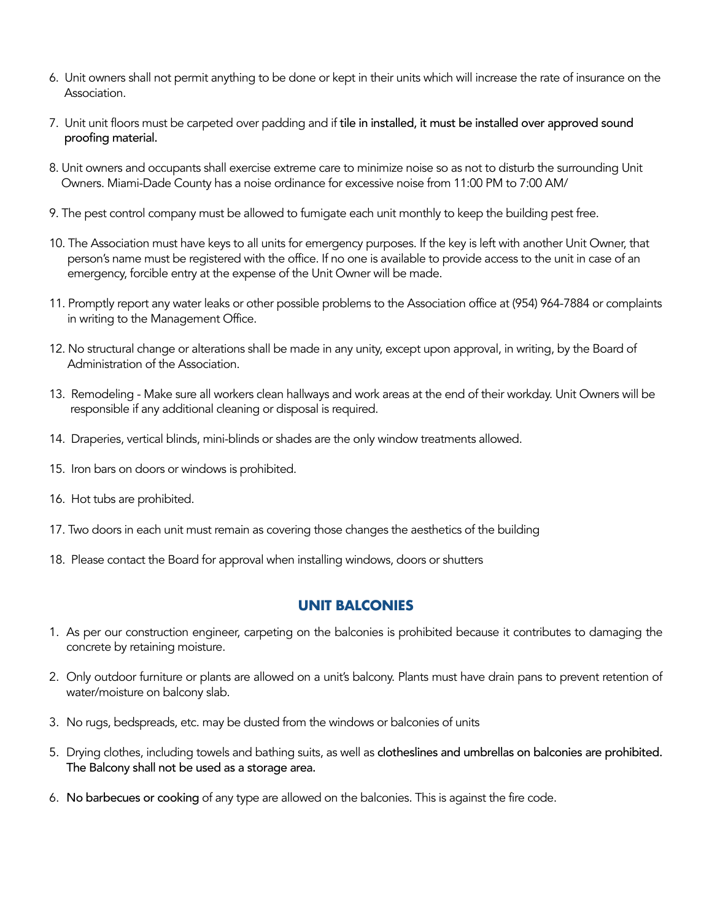6. Unit owners shall not permit anything to be done or kept in their units which will increase the rate of insurance on the Association.

7. Unit unit floors must be carpeted over padding and if **tile in installed, it must be installed over approved sound proofing material.**

8. Unit owners and occupants shall exercise extreme care to minimize noise so as not to disturb the surrounding Unit Owners. Miami-Dade County has a noise ordinance for excessive noise from 11:00 PM to 7:00 AM/

9. The pest control company must be allowed to fumigate each unit monthly to keep the building pest free.

10. The Association must have keys to all units for emergency purposes. If the key is left with another Unit Owner, that person's name must be registered with the office. If no one is available to provide access to the unit in case of an emergency, forcible entry at the expense of the Unit Owner will be made.

11. Promptly report any water leaks or other possible problems to the Association office at (954) 964-7884 or complaints in writing to the Management Office.

12. No structural change or alterations shall be made in any unity, except upon approval, in writing, by the Board of Administration of the Association.

13. Remodeling - Make sure all workers clean hallways and work areas at the end of their workday. Unit Owners will be responsible if any additional cleaning or disposal is required.

14. Draperies, vertical blinds, mini-blinds or shades are the only window treatments allowed.

15. Iron bars on doors or windows is prohibited.

16. Hot tubs are prohibited.

17. Two doors in each unit must remain as covering those changes the aesthetics of the building

18. Please contact the Board for approval when installing windows, doors or shutters

## UNIT BALCONIES

1. As per our construction engineer, carpeting on the balconies is prohibited because it contributes to damaging the concrete by retaining moisture.

2. Only outdoor furniture or plants are allowed on a unit's balcony. Plants must have drain pans to prevent retention of water/moisture on balcony slab.

3. No rugs, bedspreads, etc. may be dusted from the windows or balconies of units

5. Drying clothes, including towels and bathing suits, as well as **clotheslines and umbrellas on balconies are prohibited. The Balcony shall not be used as a storage area.**

6. **No barbecues or cooking** of any type are allowed on the balconies. This is against the fire code.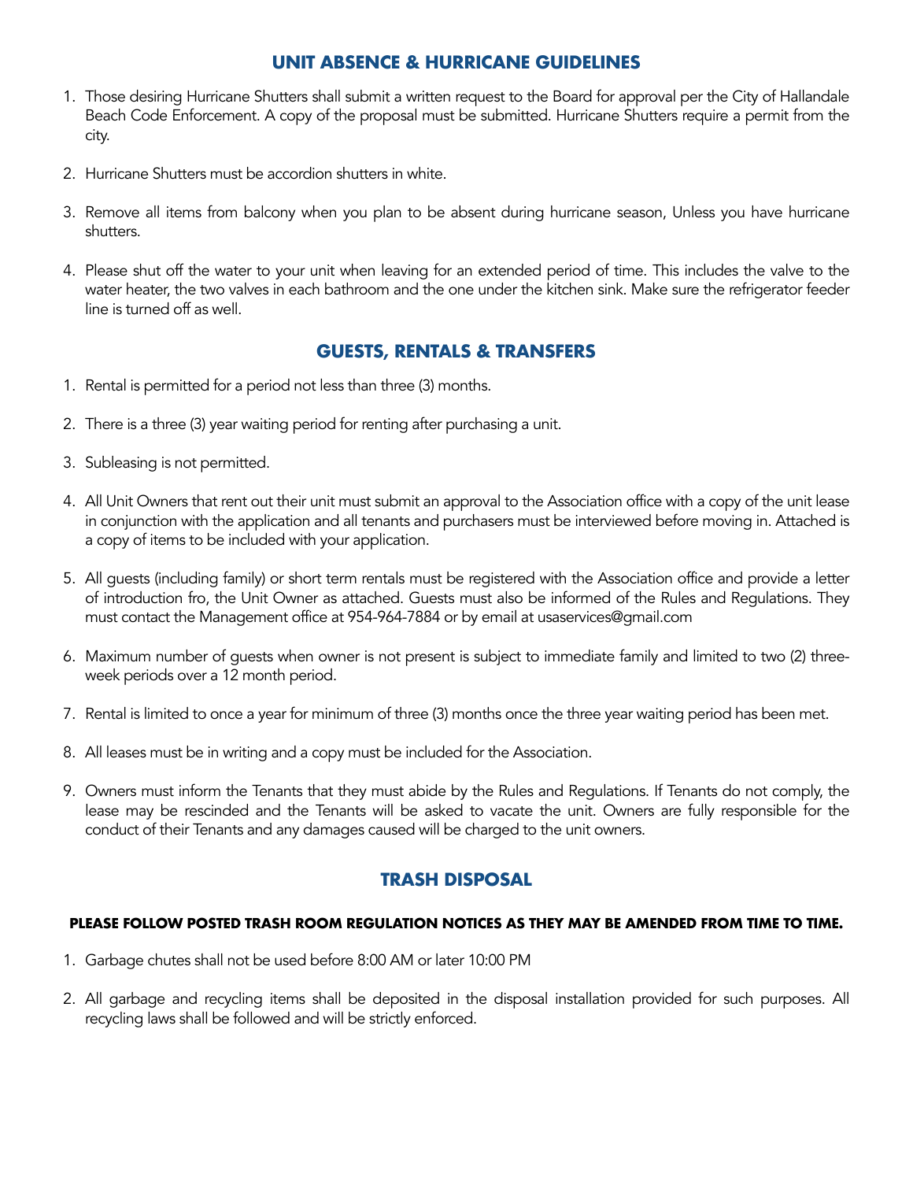## UNIT ABSENCE & HURRICANE GUIDELINES

1. Those desiring Hurricane Shutters shall submit a written request to the Board for approval per the City of Hallandale Beach Code Enforcement. A copy of the proposal must be submitted. Hurricane Shutters require a permit from the city.

2. Hurricane Shutters must be accordion shutters in white.

3. Remove all items from balcony when you plan to be absent during hurricane season, Unless you have hurricane shutters.

4. Please shut off the water to your unit when leaving for an extended period of time. This includes the valve to the water heater, the two valves in each bathroom and the one under the kitchen sink. Make sure the refrigerator feeder line is turned off as well.

## GUESTS, RENTALS & TRANSFERS

1. Rental is permitted for a period not less than three (3) months.

2. There is a three (3) year waiting period for renting after purchasing a unit.

3. Subleasing is not permitted.

4. All Unit Owners that rent out their unit must submit an approval to the Association office with a copy of the unit lease in conjunction with the application and all tenants and purchasers must be interviewed before moving in. Attached is a copy of items to be included with your application.

5. All guests (including family) or short term rentals must be registered with the Association office and provide a letter of introduction fro, the Unit Owner as attached. Guests must also be informed of the Rules and Regulations. They must contact the Management office at 954-964-7884 or by email at usaservices@gmail.com

6. Maximum number of guests when owner is not present is subject to immediate family and limited to two (2) three-week periods over a 12 month period.

7. Rental is limited to once a year for minimum of three (3) months once the three year waiting period has been met.

8. All leases must be in writing and a copy must be included for the Association.

9. Owners must inform the Tenants that they must abide by the Rules and Regulations. If Tenants do not comply, the lease may be rescinded and the Tenants will be asked to vacate the unit. Owners are fully responsible for the conduct of their Tenants and any damages caused will be charged to the unit owners.

## TRASH DISPOSAL

**PLEASE FOLLOW POSTED TRASH ROOM REGULATION NOTICES AS THEY MAY BE AMENDED FROM TIME TO TIME.**

1. Garbage chutes shall not be used before 8:00 AM or later 10:00 PM

2. All garbage and recycling items shall be deposited in the disposal installation provided for such purposes. All recycling laws shall be followed and will be strictly enforced.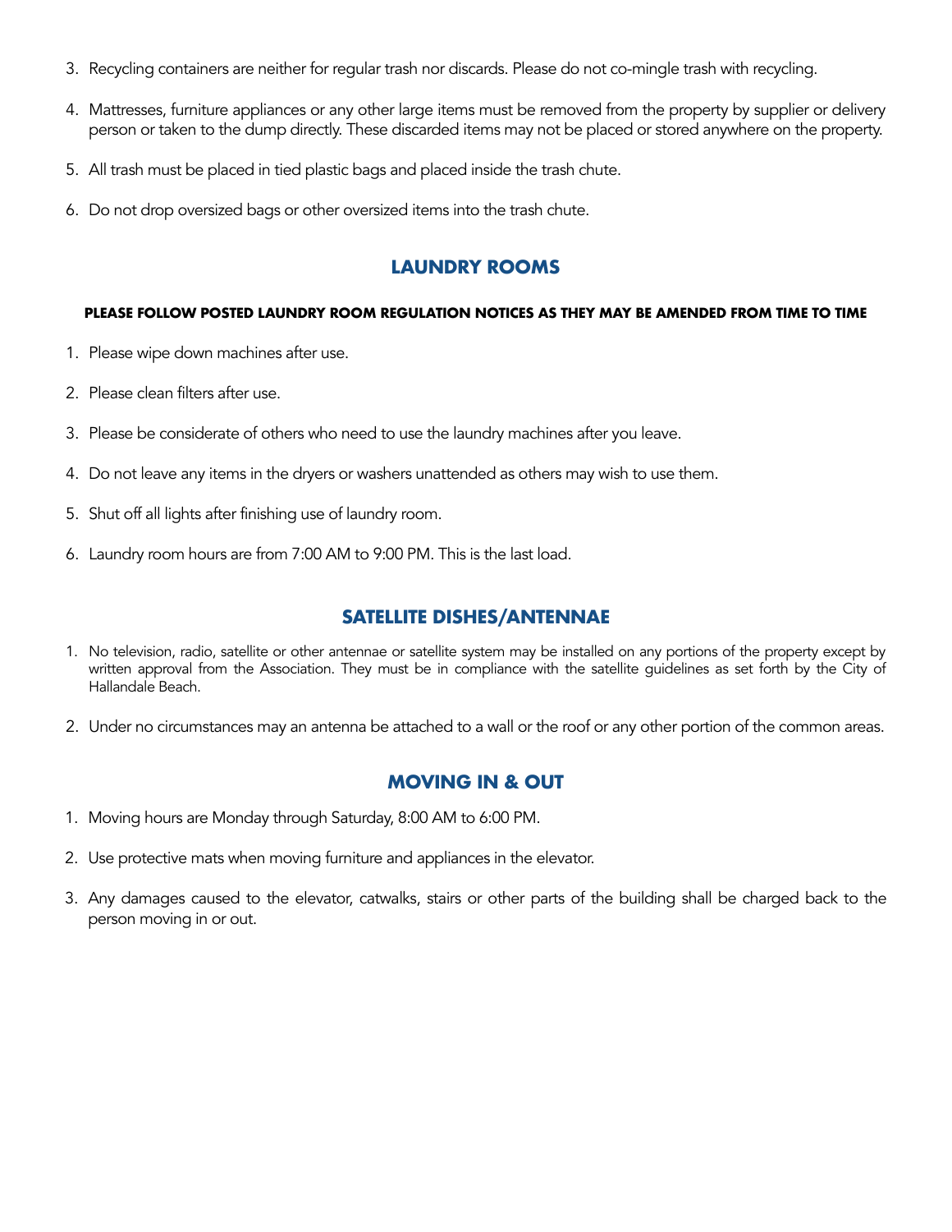3. Recycling containers are neither for regular trash nor discards. Please do not co-mingle trash with recycling.

4. Mattresses, furniture appliances or any other large items must be removed from the property by supplier or delivery person or taken to the dump directly. These discarded items may not be placed or stored anywhere on the property.

5. All trash must be placed in tied plastic bags and placed inside the trash chute.

6. Do not drop oversized bags or other oversized items into the trash chute.

## LAUNDRY ROOMS

**PLEASE FOLLOW POSTED LAUNDRY ROOM REGULATION NOTICES AS THEY MAY BE AMENDED FROM TIME TO TIME**

1. Please wipe down machines after use.

2. Please clean filters after use.

3. Please be considerate of others who need to use the laundry machines after you leave.

4. Do not leave any items in the dryers or washers unattended as others may wish to use them.

5. Shut off all lights after finishing use of laundry room.

6. Laundry room hours are from 7:00 AM to 9:00 PM. This is the last load.

## SATELLITE DISHES/ANTENNAE

1. No television, radio, satellite or other antennae or satellite system may be installed on any portions of the property except by written approval from the Association. They must be in compliance with the satellite guidelines as set forth by the City of Hallandale Beach.

2. Under no circumstances may an antenna be attached to a wall or the roof or any other portion of the common areas.

## MOVING IN & OUT

1. Moving hours are Monday through Saturday, 8:00 AM to 6:00 PM.

2. Use protective mats when moving furniture and appliances in the elevator.

3. Any damages caused to the elevator, catwalks, stairs or other parts of the building shall be charged back to the person moving in or out.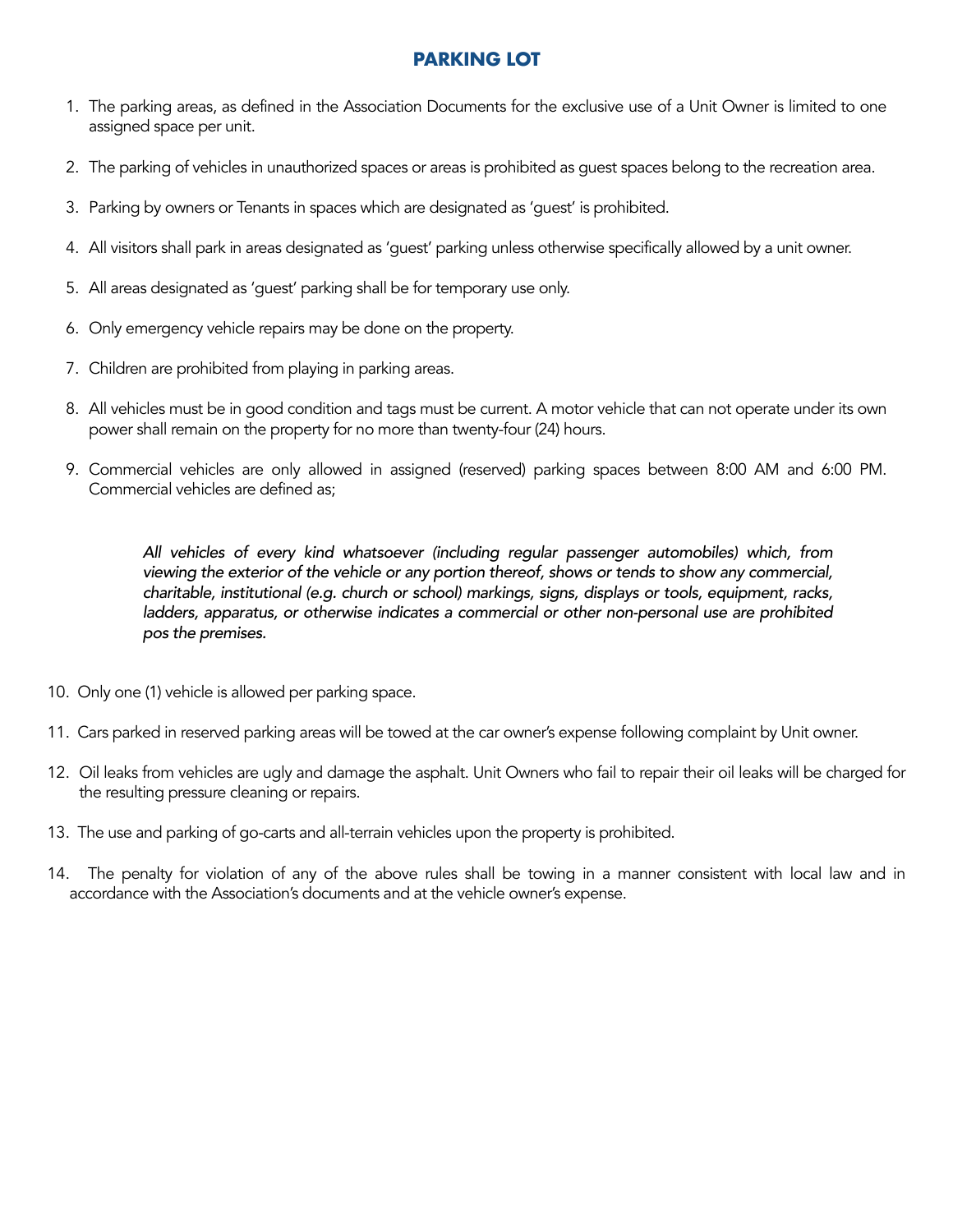## PARKING LOT

1. The parking areas, as defined in the Association Documents for the exclusive use of a Unit Owner is limited to one assigned space per unit.

2. The parking of vehicles in unauthorized spaces or areas is prohibited as guest spaces belong to the recreation area.

3. Parking by owners or Tenants in spaces which are designated as 'guest' is prohibited.

4. All visitors shall park in areas designated as 'guest' parking unless otherwise specifically allowed by a unit owner.

5. All areas designated as 'guest' parking shall be for temporary use only.

6. Only emergency vehicle repairs may be done on the property.

7. Children are prohibited from playing in parking areas.

8. All vehicles must be in good condition and tags must be current. A motor vehicle that can not operate under its own power shall remain on the property for no more than twenty-four (24) hours.

9. Commercial vehicles are only allowed in assigned (reserved) parking spaces between 8:00 AM and 6:00 PM. Commercial vehicles are defined as;

   *All vehicles of every kind whatsoever (including regular passenger automobiles) which, from viewing the exterior of the vehicle or any portion thereof, shows or tends to show any commercial, charitable, institutional (e.g. church or school) markings, signs, displays or tools, equipment, racks, ladders, apparatus, or otherwise indicates a commercial or other non-personal use are prohibited pos the premises.*

10. Only one (1) vehicle is allowed per parking space.

11. Cars parked in reserved parking areas will be towed at the car owner's expense following complaint by Unit owner.

12. Oil leaks from vehicles are ugly and damage the asphalt. Unit Owners who fail to repair their oil leaks will be charged for the resulting pressure cleaning or repairs.

13. The use and parking of go-carts and all-terrain vehicles upon the property is prohibited.

14. The penalty for violation of any of the above rules shall be towing in a manner consistent with local law and in accordance with the Association's documents and at the vehicle owner's expense.